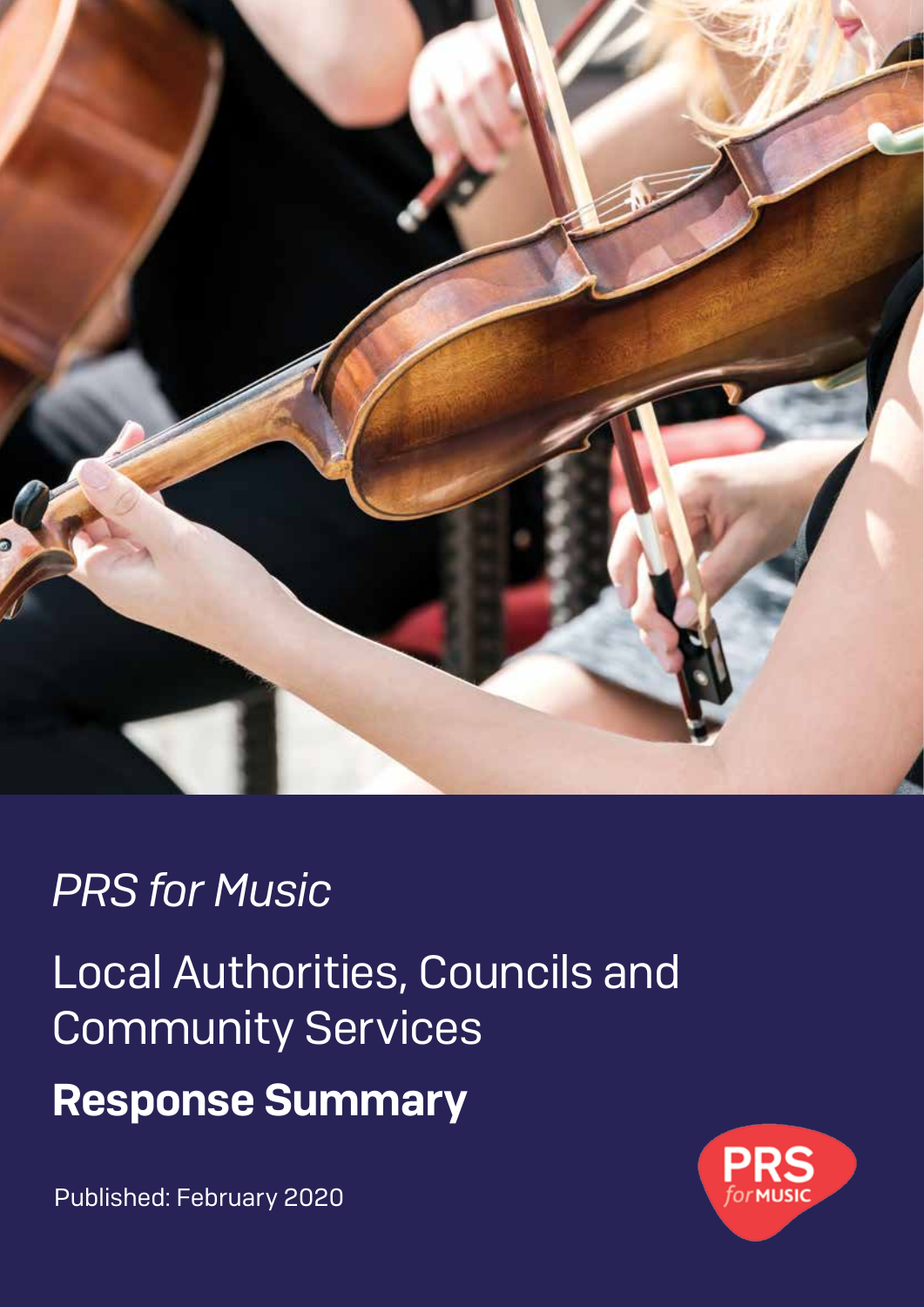*PRS for Music*

# Local Authorities, Councils and Community Services

## Response Summary

Published: February 2020

PRS *for* MUSIC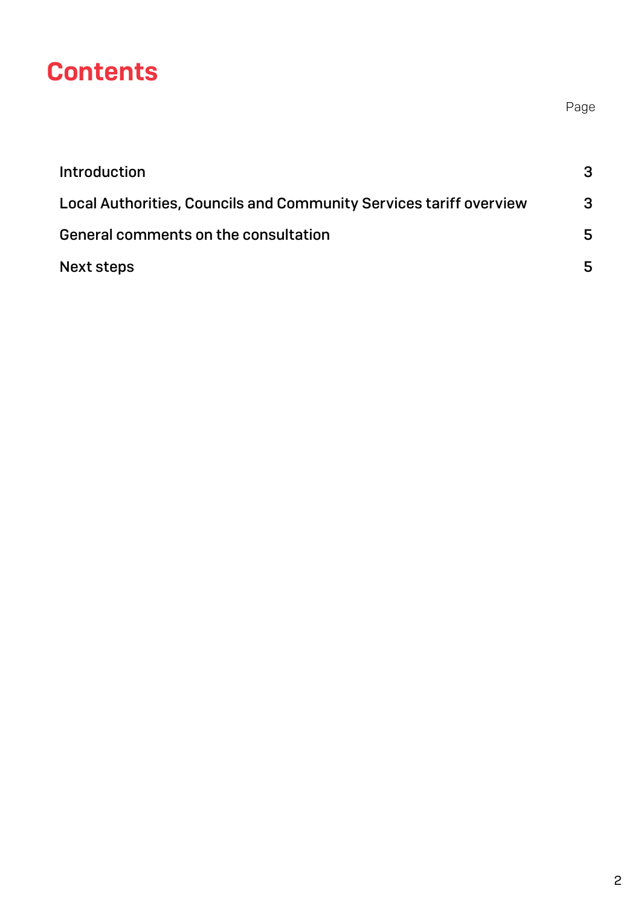# Contents

| | Page |
|---|---|
| Introduction | 3 |
| Local Authorities, Councils and Community Services tariff overview | 3 |
| General comments on the consultation | 5 |
| Next steps | 5 |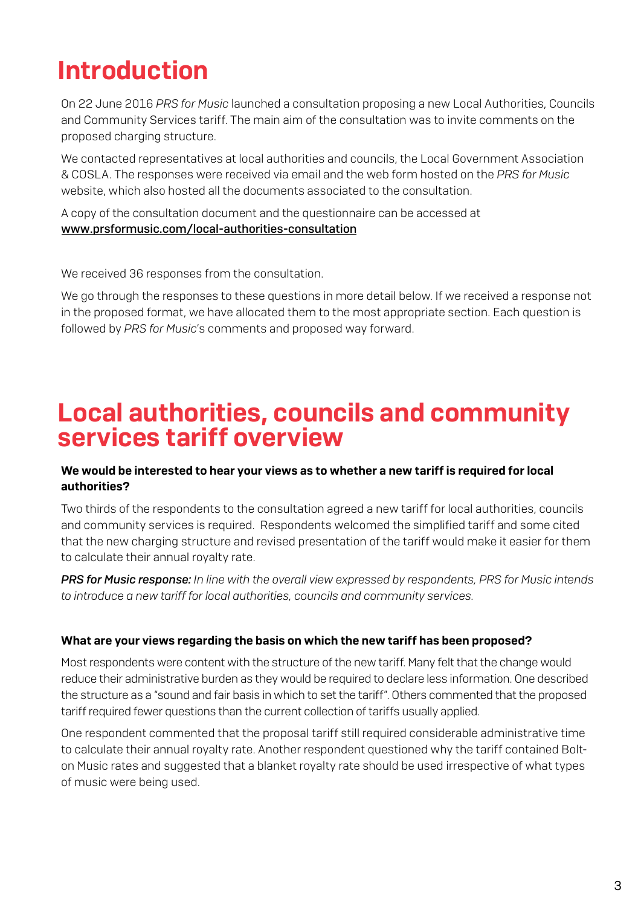# Introduction

On 22 June 2016 *PRS for Music* launched a consultation proposing a new Local Authorities, Councils and Community Services tariff. The main aim of the consultation was to invite comments on the proposed charging structure.

We contacted representatives at local authorities and councils, the Local Government Association & COSLA. The responses were received via email and the web form hosted on the *PRS for Music* website, which also hosted all the documents associated to the consultation.

A copy of the consultation document and the questionnaire can be accessed at www.prsformusic.com/local-authorities-consultation

We received 36 responses from the consultation.

We go through the responses to these questions in more detail below. If we received a response not in the proposed format, we have allocated them to the most appropriate section. Each question is followed by *PRS for Music*'s comments and proposed way forward.

# Local authorities, councils and community services tariff overview

**We would be interested to hear your views as to whether a new tariff is required for local authorities?**

Two thirds of the respondents to the consultation agreed a new tariff for local authorities, councils and community services is required. Respondents welcomed the simplified tariff and some cited that the new charging structure and revised presentation of the tariff would make it easier for them to calculate their annual royalty rate.

***PRS for Music response:*** *In line with the overall view expressed by respondents, PRS for Music intends to introduce a new tariff for local authorities, councils and community services.*

**What are your views regarding the basis on which the new tariff has been proposed?**

Most respondents were content with the structure of the new tariff. Many felt that the change would reduce their administrative burden as they would be required to declare less information. One described the structure as a "sound and fair basis in which to set the tariff". Others commented that the proposed tariff required fewer questions than the current collection of tariffs usually applied.

One respondent commented that the proposal tariff still required considerable administrative time to calculate their annual royalty rate. Another respondent questioned why the tariff contained Bolt-on Music rates and suggested that a blanket royalty rate should be used irrespective of what types of music were being used.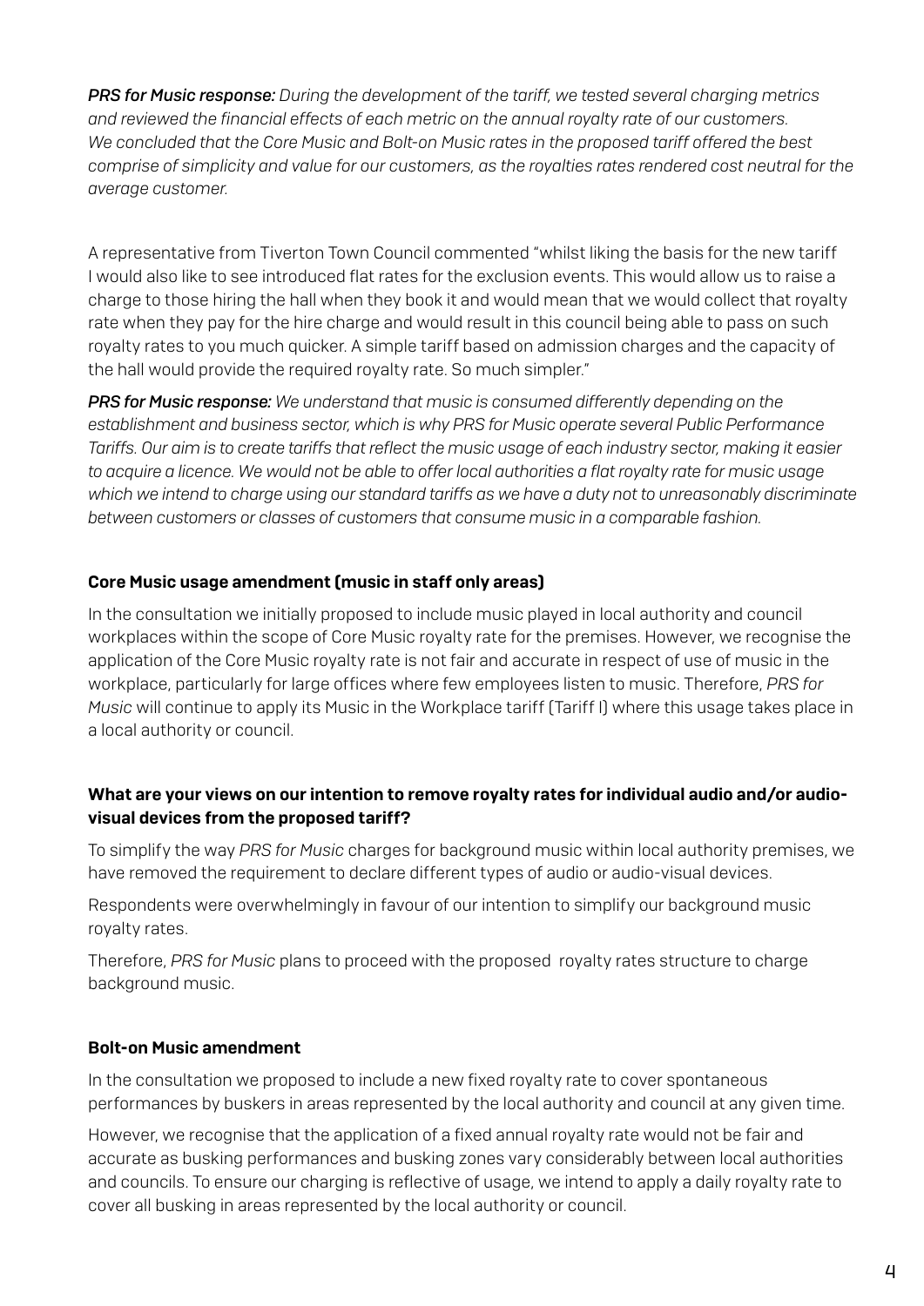***PRS for Music response:*** *During the development of the tariff, we tested several charging metrics and reviewed the financial effects of each metric on the annual royalty rate of our customers. We concluded that the Core Music and Bolt-on Music rates in the proposed tariff offered the best comprise of simplicity and value for our customers, as the royalties rates rendered cost neutral for the average customer.*

A representative from Tiverton Town Council commented "whilst liking the basis for the new tariff I would also like to see introduced flat rates for the exclusion events. This would allow us to raise a charge to those hiring the hall when they book it and would mean that we would collect that royalty rate when they pay for the hire charge and would result in this council being able to pass on such royalty rates to you much quicker. A simple tariff based on admission charges and the capacity of the hall would provide the required royalty rate. So much simpler."

***PRS for Music response:*** *We understand that music is consumed differently depending on the establishment and business sector, which is why PRS for Music operate several Public Performance Tariffs. Our aim is to create tariffs that reflect the music usage of each industry sector, making it easier to acquire a licence. We would not be able to offer local authorities a flat royalty rate for music usage which we intend to charge using our standard tariffs as we have a duty not to unreasonably discriminate between customers or classes of customers that consume music in a comparable fashion.*

**Core Music usage amendment (music in staff only areas)**

In the consultation we initially proposed to include music played in local authority and council workplaces within the scope of Core Music royalty rate for the premises. However, we recognise the application of the Core Music royalty rate is not fair and accurate in respect of use of music in the workplace, particularly for large offices where few employees listen to music. Therefore, *PRS for Music* will continue to apply its Music in the Workplace tariff (Tariff I) where this usage takes place in a local authority or council.

**What are your views on our intention to remove royalty rates for individual audio and/or audio-visual devices from the proposed tariff?**

To simplify the way *PRS for Music* charges for background music within local authority premises, we have removed the requirement to declare different types of audio or audio-visual devices.

Respondents were overwhelmingly in favour of our intention to simplify our background music royalty rates.

Therefore, *PRS for Music* plans to proceed with the proposed royalty rates structure to charge background music.

**Bolt-on Music amendment**

In the consultation we proposed to include a new fixed royalty rate to cover spontaneous performances by buskers in areas represented by the local authority and council at any given time.

However, we recognise that the application of a fixed annual royalty rate would not be fair and accurate as busking performances and busking zones vary considerably between local authorities and councils. To ensure our charging is reflective of usage, we intend to apply a daily royalty rate to cover all busking in areas represented by the local authority or council.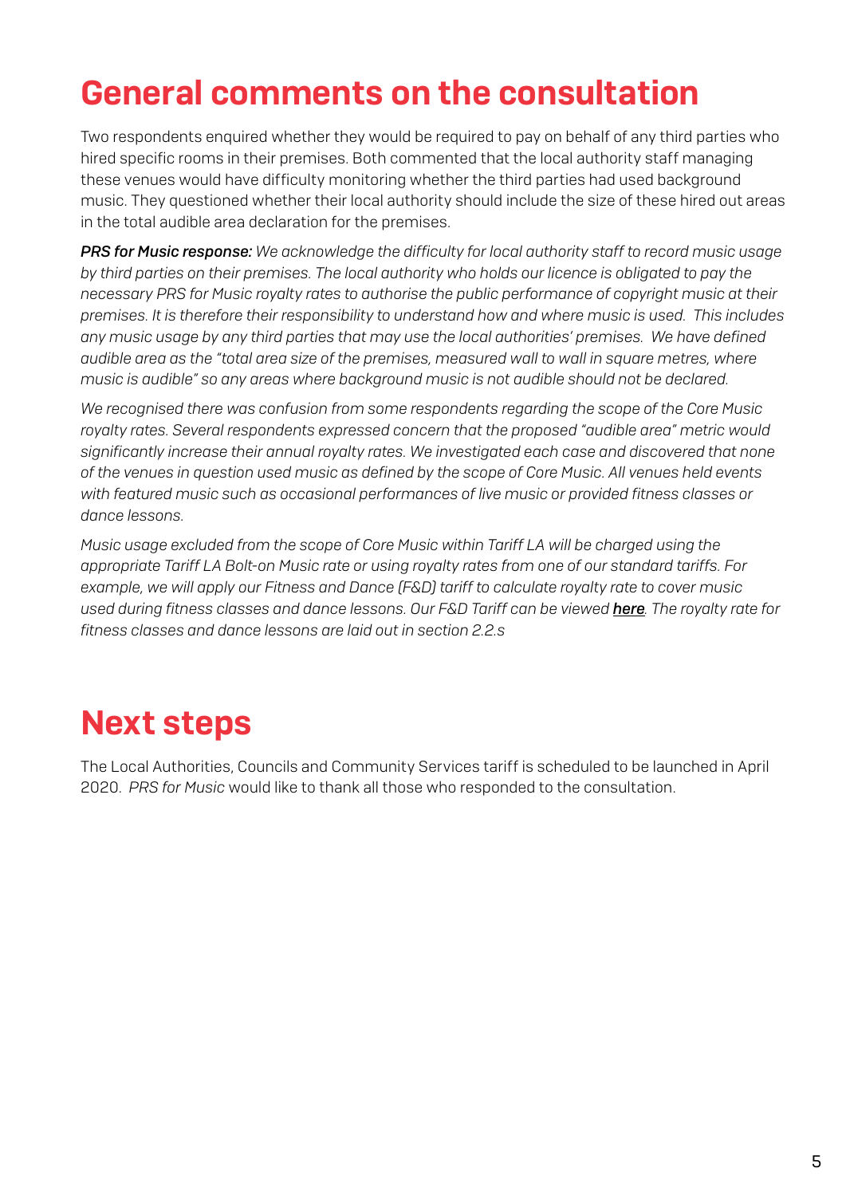# General comments on the consultation

Two respondents enquired whether they would be required to pay on behalf of any third parties who hired specific rooms in their premises. Both commented that the local authority staff managing these venues would have difficulty monitoring whether the third parties had used background music. They questioned whether their local authority should include the size of these hired out areas in the total audible area declaration for the premises.

***PRS for Music response:*** *We acknowledge the difficulty for local authority staff to record music usage by third parties on their premises. The local authority who holds our licence is obligated to pay the necessary PRS for Music royalty rates to authorise the public performance of copyright music at their premises. It is therefore their responsibility to understand how and where music is used. This includes any music usage by any third parties that may use the local authorities' premises. We have defined audible area as the "total area size of the premises, measured wall to wall in square metres, where music is audible" so any areas where background music is not audible should not be declared.*

*We recognised there was confusion from some respondents regarding the scope of the Core Music royalty rates. Several respondents expressed concern that the proposed "audible area" metric would significantly increase their annual royalty rates. We investigated each case and discovered that none of the venues in question used music as defined by the scope of Core Music. All venues held events with featured music such as occasional performances of live music or provided fitness classes or dance lessons.*

*Music usage excluded from the scope of Core Music within Tariff LA will be charged using the appropriate Tariff LA Bolt-on Music rate or using royalty rates from one of our standard tariffs. For example, we will apply our Fitness and Dance (F&D) tariff to calculate royalty rate to cover music used during fitness classes and dance lessons. Our F&D Tariff can be viewed* ***here****. The royalty rate for fitness classes and dance lessons are laid out in section 2.2.s*

# Next steps

The Local Authorities, Councils and Community Services tariff is scheduled to be launched in April 2020. *PRS for Music* would like to thank all those who responded to the consultation.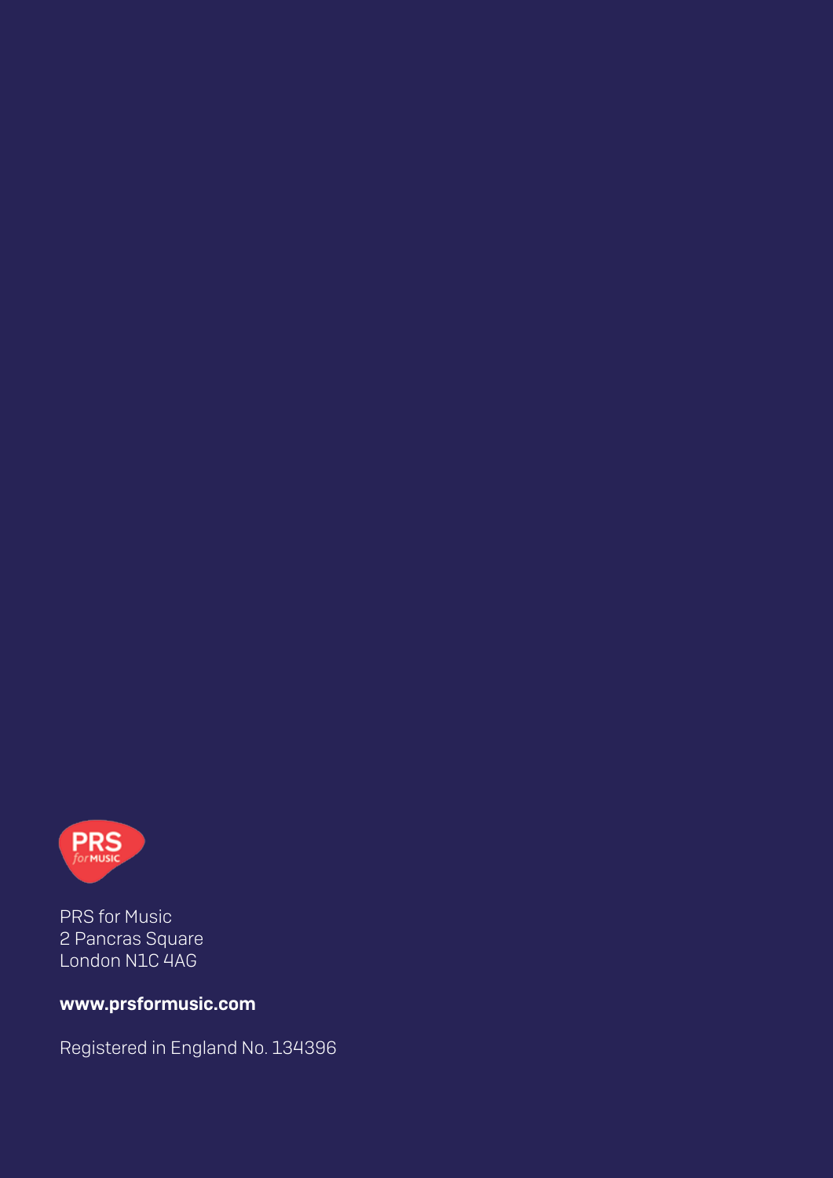PRS for Music
2 Pancras Square
London N1C 4AG

**www.prsformusic.com**

Registered in England No. 134396